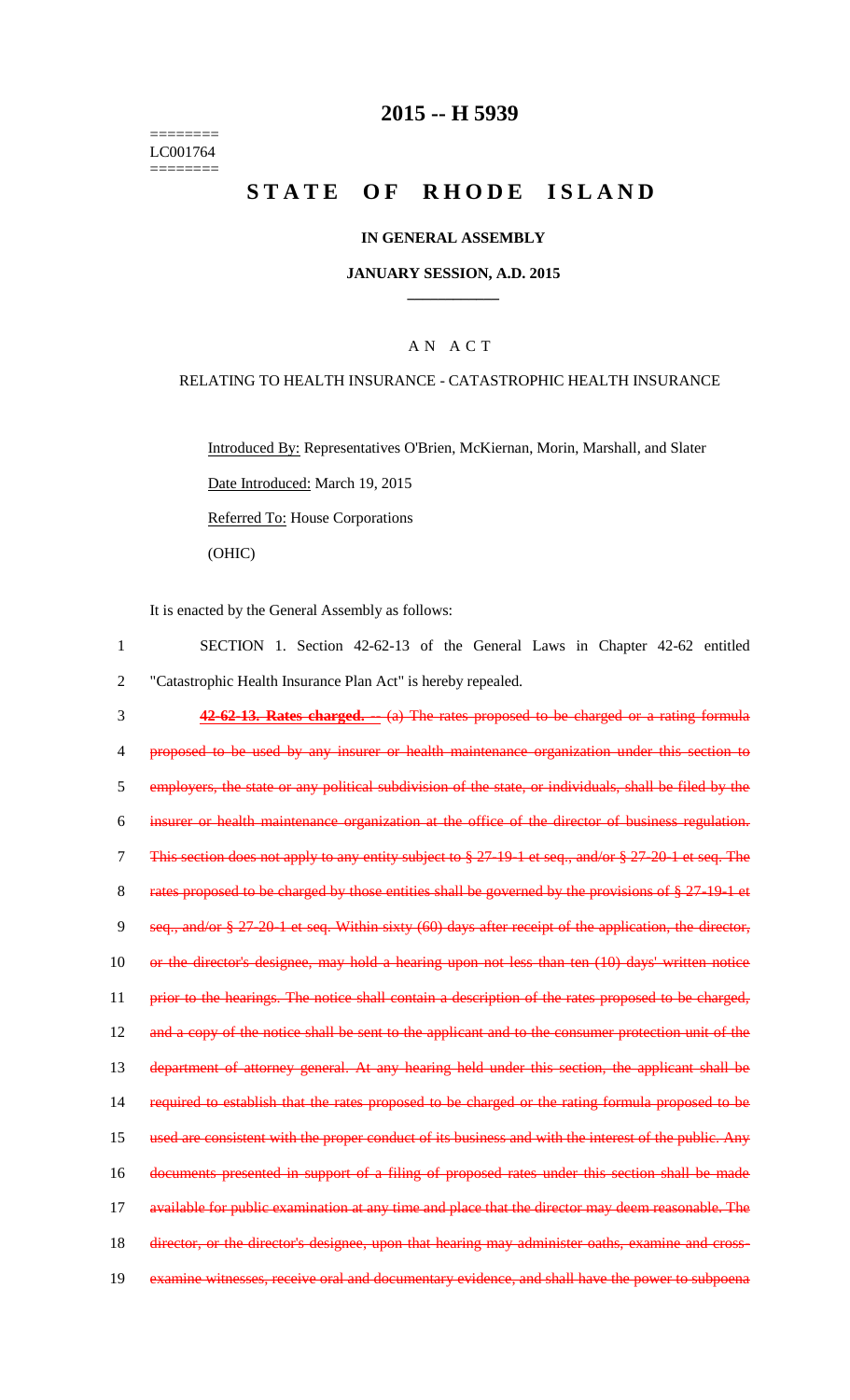========
LC001764
========

# 2015 -- H 5939

# STATE OF RHODE ISLAND

## IN GENERAL ASSEMBLY

## JANUARY SESSION, A.D. 2015

### A N A C T

RELATING TO HEALTH INSURANCE - CATASTROPHIC HEALTH INSURANCE

Introduced By: Representatives O'Brien, McKiernan, Morin, Marshall, and Slater

Date Introduced: March 19, 2015

Referred To: House Corporations

(OHIC)

It is enacted by the General Assembly as follows:

1 SECTION 1. Section 42-62-13 of the General Laws in Chapter 42-62 entitled
2 "Catastrophic Health Insurance Plan Act" is hereby repealed.

3 ~~**42-62-13. Rates charged.** -- (a) The rates proposed to be charged or a rating formula~~
4 ~~proposed to be used by any insurer or health maintenance organization under this section to~~
5 ~~employers, the state or any political subdivision of the state, or individuals, shall be filed by the~~
6 ~~insurer or health maintenance organization at the office of the director of business regulation.~~
7 ~~This section does not apply to any entity subject to § 27-19-1 et seq., and/or § 27-20-1 et seq. The~~
8 ~~rates proposed to be charged by those entities shall be governed by the provisions of § 27-19-1 et~~
9 ~~seq., and/or § 27-20-1 et seq. Within sixty (60) days after receipt of the application, the director,~~
10 ~~or the director's designee, may hold a hearing upon not less than ten (10) days' written notice~~
11 ~~prior to the hearings. The notice shall contain a description of the rates proposed to be charged,~~
12 ~~and a copy of the notice shall be sent to the applicant and to the consumer protection unit of the~~
13 ~~department of attorney general. At any hearing held under this section, the applicant shall be~~
14 ~~required to establish that the rates proposed to be charged or the rating formula proposed to be~~
15 ~~used are consistent with the proper conduct of its business and with the interest of the public. Any~~
16 ~~documents presented in support of a filing of proposed rates under this section shall be made~~
17 ~~available for public examination at any time and place that the director may deem reasonable. The~~
18 ~~director, or the director's designee, upon that hearing may administer oaths, examine and cross-~~
19 ~~examine witnesses, receive oral and documentary evidence, and shall have the power to subpoena~~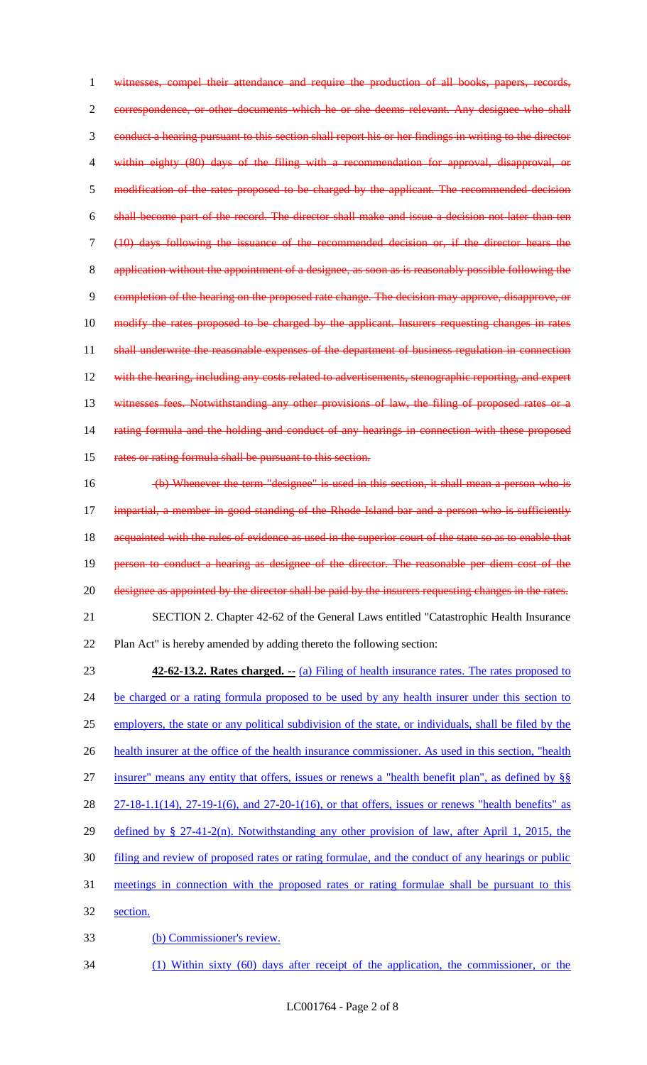~~witnesses, compel their attendance and require the production of all books, papers, records, correspondence, or other documents which he or she deems relevant. Any designee who shall conduct a hearing pursuant to this section shall report his or her findings in writing to the director within eighty (80) days of the filing with a recommendation for approval, disapproval, or modification of the rates proposed to be charged by the applicant. The recommended decision shall become part of the record. The director shall make and issue a decision not later than ten (10) days following the issuance of the recommended decision or, if the director hears the application without the appointment of a designee, as soon as is reasonably possible following the completion of the hearing on the proposed rate change. The decision may approve, disapprove, or modify the rates proposed to be charged by the applicant. Insurers requesting changes in rates shall underwrite the reasonable expenses of the department of business regulation in connection with the hearing, including any costs related to advertisements, stenographic reporting, and expert witnesses fees. Notwithstanding any other provisions of law, the filing of proposed rates or a rating formula and the holding and conduct of any hearings in connection with these proposed rates or rating formula shall be pursuant to this section.~~

~~(b) Whenever the term "designee" is used in this section, it shall mean a person who is impartial, a member in good standing of the Rhode Island bar and a person who is sufficiently acquainted with the rules of evidence as used in the superior court of the state so as to enable that person to conduct a hearing as designee of the director. The reasonable per diem cost of the designee as appointed by the director shall be paid by the insurers requesting changes in the rates.~~

SECTION 2. Chapter 42-62 of the General Laws entitled "Catastrophic Health Insurance Plan Act" is hereby amended by adding thereto the following section:

**42-62-13.2. Rates charged. --** <u>(a) Filing of health insurance rates. The rates proposed to be charged or a rating formula proposed to be used by any health insurer under this section to employers, the state or any political subdivision of the state, or individuals, shall be filed by the health insurer at the office of the health insurance commissioner. As used in this section, "health insurer" means any entity that offers, issues or renews a "health benefit plan", as defined by §§ 27-18-1.1(14), 27-19-1(6), and 27-20-1(16), or that offers, issues or renews "health benefits" as defined by § 27-41-2(n). Notwithstanding any other provision of law, after April 1, 2015, the filing and review of proposed rates or rating formulae, and the conduct of any hearings or public meetings in connection with the proposed rates or rating formulae shall be pursuant to this section.</u>

<u>(b) Commissioner's review.</u>

<u>(1) Within sixty (60) days after receipt of the application, the commissioner, or the</u>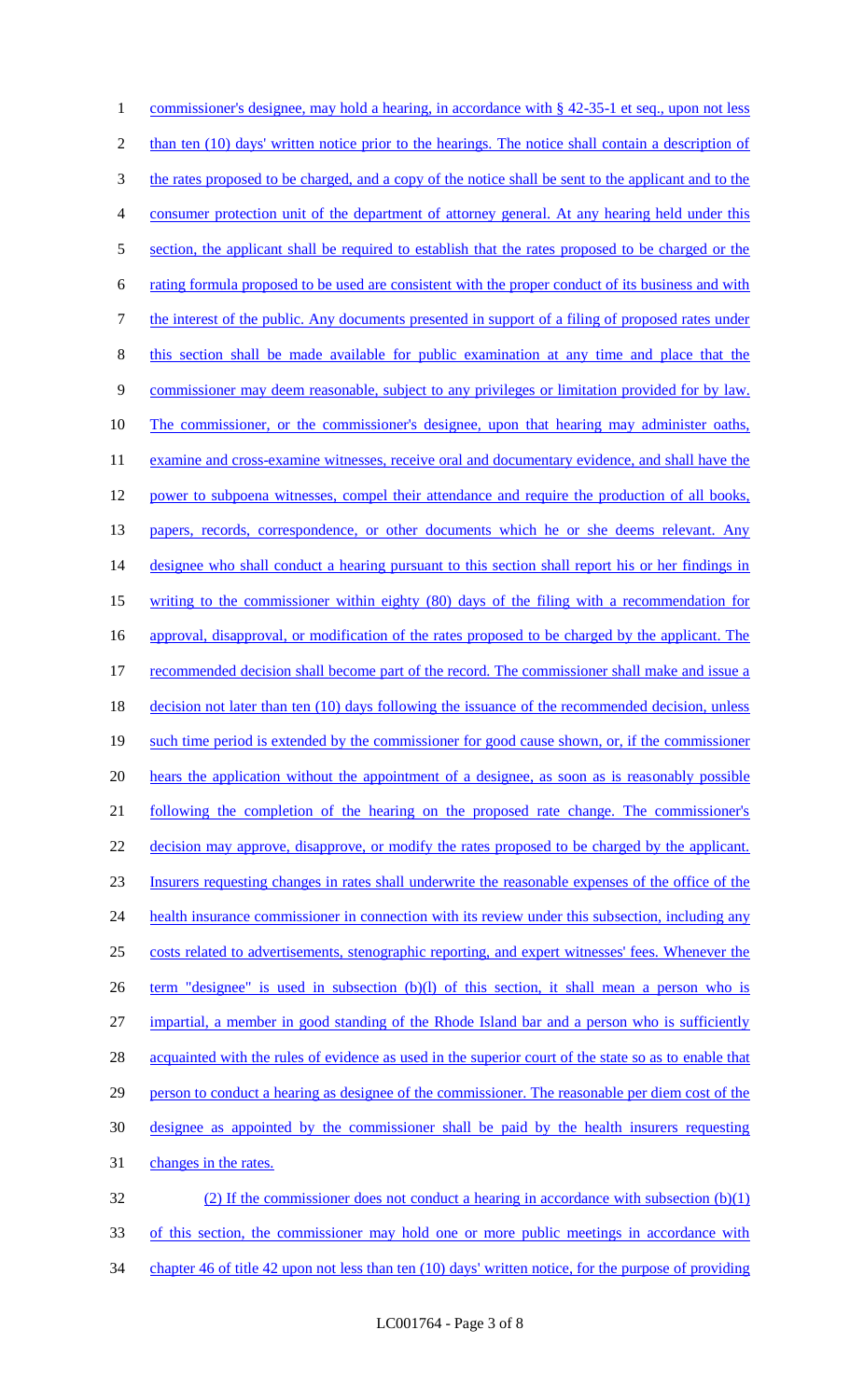commissioner's designee, may hold a hearing, in accordance with § 42-35-1 et seq., upon not less than ten (10) days' written notice prior to the hearings. The notice shall contain a description of the rates proposed to be charged, and a copy of the notice shall be sent to the applicant and to the consumer protection unit of the department of attorney general. At any hearing held under this section, the applicant shall be required to establish that the rates proposed to be charged or the rating formula proposed to be used are consistent with the proper conduct of its business and with the interest of the public. Any documents presented in support of a filing of proposed rates under this section shall be made available for public examination at any time and place that the commissioner may deem reasonable, subject to any privileges or limitation provided for by law. The commissioner, or the commissioner's designee, upon that hearing may administer oaths, examine and cross-examine witnesses, receive oral and documentary evidence, and shall have the power to subpoena witnesses, compel their attendance and require the production of all books, papers, records, correspondence, or other documents which he or she deems relevant. Any designee who shall conduct a hearing pursuant to this section shall report his or her findings in writing to the commissioner within eighty (80) days of the filing with a recommendation for approval, disapproval, or modification of the rates proposed to be charged by the applicant. The recommended decision shall become part of the record. The commissioner shall make and issue a decision not later than ten (10) days following the issuance of the recommended decision, unless such time period is extended by the commissioner for good cause shown, or, if the commissioner hears the application without the appointment of a designee, as soon as is reasonably possible following the completion of the hearing on the proposed rate change. The commissioner's decision may approve, disapprove, or modify the rates proposed to be charged by the applicant. Insurers requesting changes in rates shall underwrite the reasonable expenses of the office of the health insurance commissioner in connection with its review under this subsection, including any costs related to advertisements, stenographic reporting, and expert witnesses' fees. Whenever the term "designee" is used in subsection (b)(l) of this section, it shall mean a person who is impartial, a member in good standing of the Rhode Island bar and a person who is sufficiently acquainted with the rules of evidence as used in the superior court of the state so as to enable that person to conduct a hearing as designee of the commissioner. The reasonable per diem cost of the designee as appointed by the commissioner shall be paid by the health insurers requesting changes in the rates.

(2) If the commissioner does not conduct a hearing in accordance with subsection (b)(1) of this section, the commissioner may hold one or more public meetings in accordance with chapter 46 of title 42 upon not less than ten (10) days' written notice, for the purpose of providing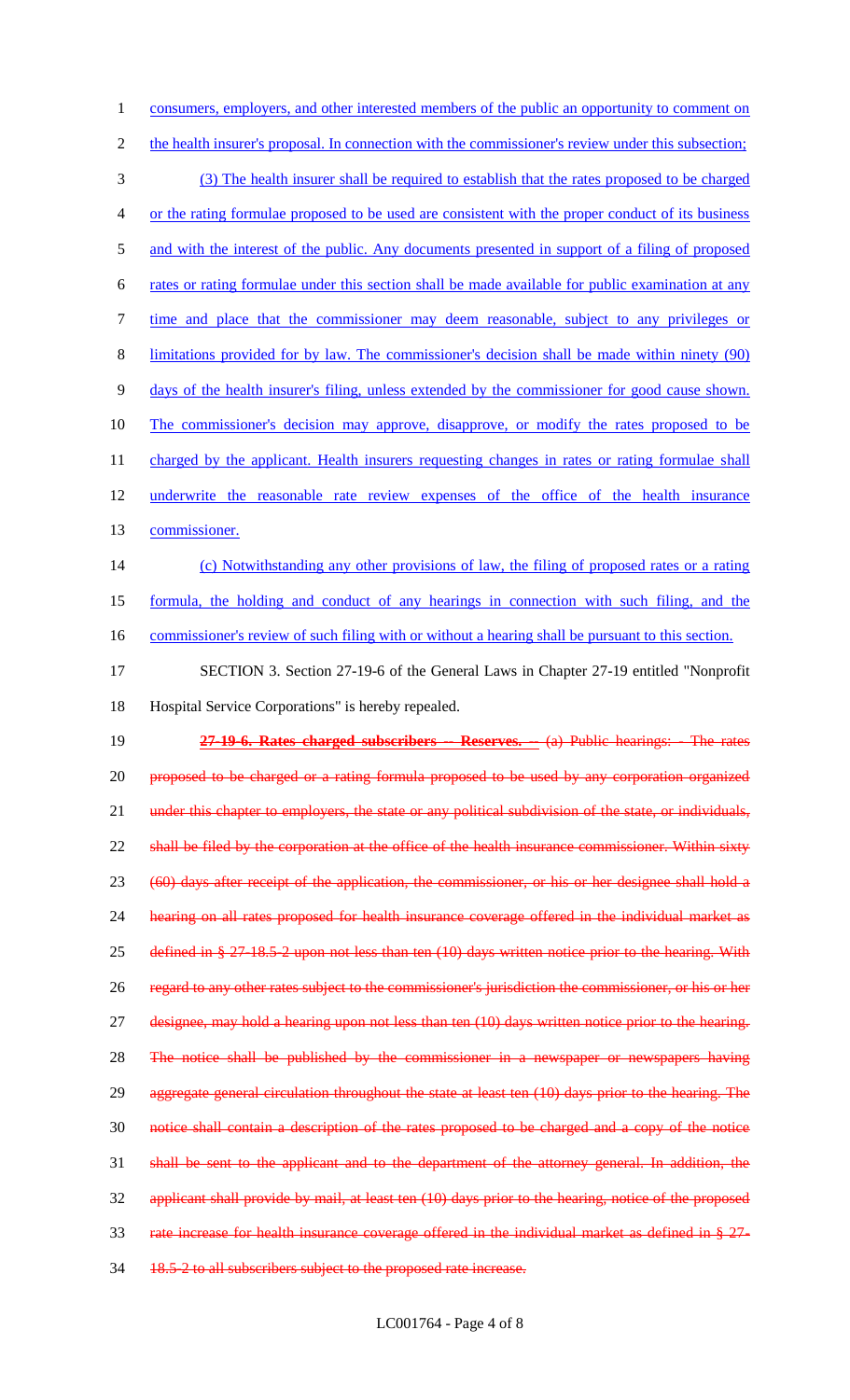consumers, employers, and other interested members of the public an opportunity to comment on the health insurer's proposal. In connection with the commissioner's review under this subsection;

(3) The health insurer shall be required to establish that the rates proposed to be charged or the rating formulae proposed to be used are consistent with the proper conduct of its business and with the interest of the public. Any documents presented in support of a filing of proposed rates or rating formulae under this section shall be made available for public examination at any time and place that the commissioner may deem reasonable, subject to any privileges or limitations provided for by law. The commissioner's decision shall be made within ninety (90) days of the health insurer's filing, unless extended by the commissioner for good cause shown. The commissioner's decision may approve, disapprove, or modify the rates proposed to be charged by the applicant. Health insurers requesting changes in rates or rating formulae shall underwrite the reasonable rate review expenses of the office of the health insurance commissioner.

(c) Notwithstanding any other provisions of law, the filing of proposed rates or a rating formula, the holding and conduct of any hearings in connection with such filing, and the commissioner's review of such filing with or without a hearing shall be pursuant to this section.

SECTION 3. Section 27-19-6 of the General Laws in Chapter 27-19 entitled "Nonprofit Hospital Service Corporations" is hereby repealed.

~~**27-19-6. Rates charged subscribers -- Reserves.** -- (a) Public hearings: - The rates proposed to be charged or a rating formula proposed to be used by any corporation organized under this chapter to employers, the state or any political subdivision of the state, or individuals, shall be filed by the corporation at the office of the health insurance commissioner. Within sixty (60) days after receipt of the application, the commissioner, or his or her designee shall hold a hearing on all rates proposed for health insurance coverage offered in the individual market as defined in § 27-18.5-2 upon not less than ten (10) days written notice prior to the hearing. With regard to any other rates subject to the commissioner's jurisdiction the commissioner, or his or her designee, may hold a hearing upon not less than ten (10) days written notice prior to the hearing. The notice shall be published by the commissioner in a newspaper or newspapers having aggregate general circulation throughout the state at least ten (10) days prior to the hearing. The notice shall contain a description of the rates proposed to be charged and a copy of the notice shall be sent to the applicant and to the department of the attorney general. In addition, the applicant shall provide by mail, at least ten (10) days prior to the hearing, notice of the proposed rate increase for health insurance coverage offered in the individual market as defined in § 27-18.5-2 to all subscribers subject to the proposed rate increase.~~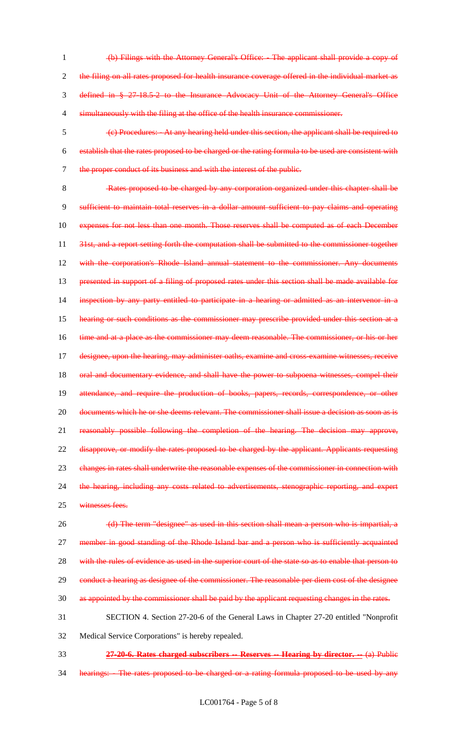~~(b) Filings with the Attorney General's Office: - The applicant shall provide a copy of the filing on all rates proposed for health insurance coverage offered in the individual market as defined in § 27-18.5-2 to the Insurance Advocacy Unit of the Attorney General's Office simultaneously with the filing at the office of the health insurance commissioner.~~

~~(c) Procedures: - At any hearing held under this section, the applicant shall be required to establish that the rates proposed to be charged or the rating formula to be used are consistent with the proper conduct of its business and with the interest of the public.~~

~~Rates proposed to be charged by any corporation organized under this chapter shall be sufficient to maintain total reserves in a dollar amount sufficient to pay claims and operating expenses for not less than one month. Those reserves shall be computed as of each December 31st, and a report setting forth the computation shall be submitted to the commissioner together with the corporation's Rhode Island annual statement to the commissioner. Any documents presented in support of a filing of proposed rates under this section shall be made available for inspection by any party entitled to participate in a hearing or admitted as an intervenor in a hearing or such conditions as the commissioner may prescribe provided under this section at a time and at a place as the commissioner may deem reasonable. The commissioner, or his or her designee, upon the hearing, may administer oaths, examine and cross-examine witnesses, receive oral and documentary evidence, and shall have the power to subpoena witnesses, compel their attendance, and require the production of books, papers, records, correspondence, or other documents which he or she deems relevant. The commissioner shall issue a decision as soon as is reasonably possible following the completion of the hearing. The decision may approve, disapprove, or modify the rates proposed to be charged by the applicant. Applicants requesting changes in rates shall underwrite the reasonable expenses of the commissioner in connection with the hearing, including any costs related to advertisements, stenographic reporting, and expert witnesses fees.~~

~~(d) The term "designee" as used in this section shall mean a person who is impartial, a member in good standing of the Rhode Island bar and a person who is sufficiently acquainted with the rules of evidence as used in the superior court of the state so as to enable that person to conduct a hearing as designee of the commissioner. The reasonable per diem cost of the designee as appointed by the commissioner shall be paid by the applicant requesting changes in the rates.~~

SECTION 4. Section 27-20-6 of the General Laws in Chapter 27-20 entitled "Nonprofit Medical Service Corporations" is hereby repealed.

~~**27-20-6. Rates charged subscribers -- Reserves -- Hearing by director. --** (a) Public hearings: - The rates proposed to be charged or a rating formula proposed to be used by any~~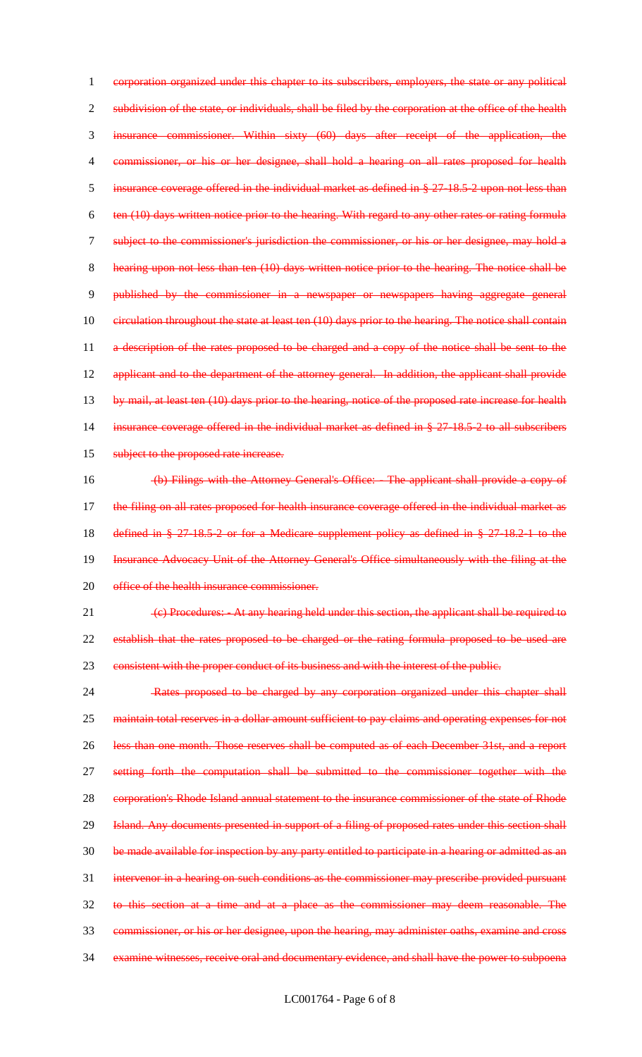~~corporation organized under this chapter to its subscribers, employers, the state or any political subdivision of the state, or individuals, shall be filed by the corporation at the office of the health insurance commissioner. Within sixty (60) days after receipt of the application, the commissioner, or his or her designee, shall hold a hearing on all rates proposed for health insurance coverage offered in the individual market as defined in § 27-18.5-2 upon not less than ten (10) days written notice prior to the hearing. With regard to any other rates or rating formula subject to the commissioner's jurisdiction the commissioner, or his or her designee, may hold a hearing upon not less than ten (10) days written notice prior to the hearing. The notice shall be published by the commissioner in a newspaper or newspapers having aggregate general circulation throughout the state at least ten (10) days prior to the hearing. The notice shall contain a description of the rates proposed to be charged and a copy of the notice shall be sent to the applicant and to the department of the attorney general. In addition, the applicant shall provide by mail, at least ten (10) days prior to the hearing, notice of the proposed rate increase for health insurance coverage offered in the individual market as defined in § 27-18.5-2 to all subscribers subject to the proposed rate increase.~~

~~(b) Filings with the Attorney General's Office: - The applicant shall provide a copy of the filing on all rates proposed for health insurance coverage offered in the individual market as defined in § 27-18.5-2 or for a Medicare supplement policy as defined in § 27-18.2-1 to the Insurance Advocacy Unit of the Attorney General's Office simultaneously with the filing at the office of the health insurance commissioner.~~

~~(c) Procedures: - At any hearing held under this section, the applicant shall be required to establish that the rates proposed to be charged or the rating formula proposed to be used are consistent with the proper conduct of its business and with the interest of the public.~~

~~Rates proposed to be charged by any corporation organized under this chapter shall maintain total reserves in a dollar amount sufficient to pay claims and operating expenses for not less than one month. Those reserves shall be computed as of each December 31st, and a report setting forth the computation shall be submitted to the commissioner together with the corporation's Rhode Island annual statement to the insurance commissioner of the state of Rhode Island. Any documents presented in support of a filing of proposed rates under this section shall be made available for inspection by any party entitled to participate in a hearing or admitted as an intervenor in a hearing on such conditions as the commissioner may prescribe provided pursuant to this section at a time and at a place as the commissioner may deem reasonable. The commissioner, or his or her designee, upon the hearing, may administer oaths, examine and cross examine witnesses, receive oral and documentary evidence, and shall have the power to subpoena~~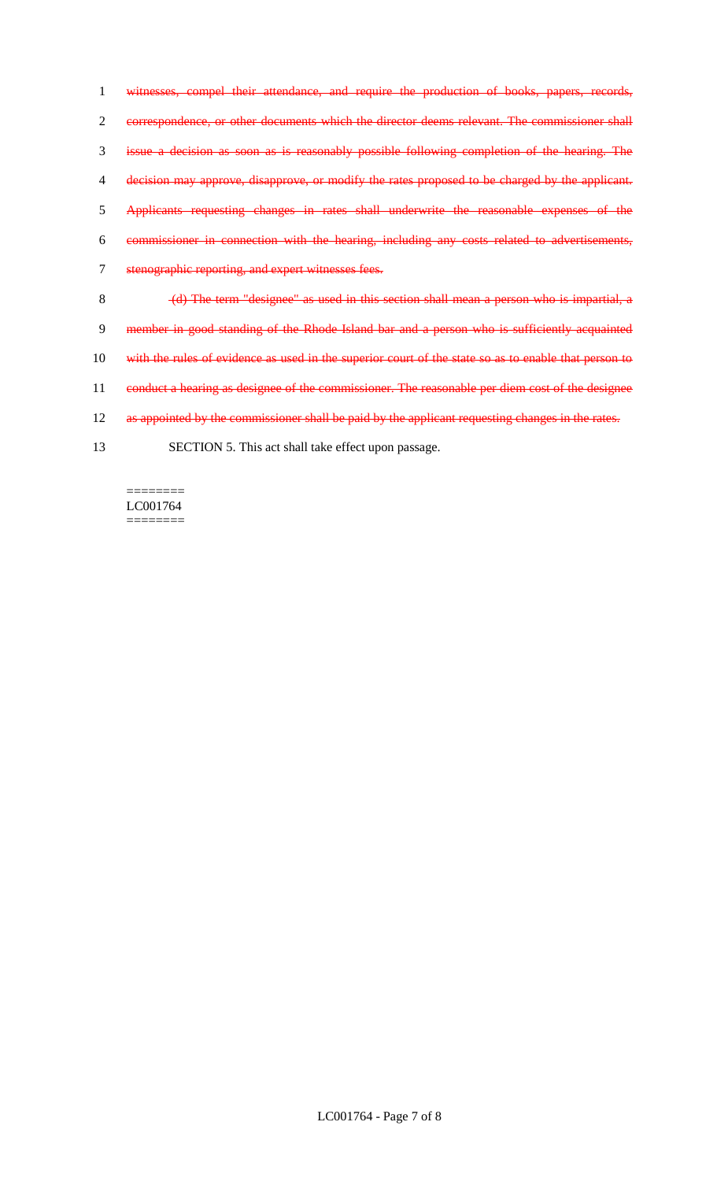~~witnesses, compel their attendance, and require the production of books, papers, records, correspondence, or other documents which the director deems relevant. The commissioner shall issue a decision as soon as is reasonably possible following completion of the hearing. The decision may approve, disapprove, or modify the rates proposed to be charged by the applicant. Applicants requesting changes in rates shall underwrite the reasonable expenses of the commissioner in connection with the hearing, including any costs related to advertisements, stenographic reporting, and expert witnesses fees.~~

~~(d) The term "designee" as used in this section shall mean a person who is impartial, a member in good standing of the Rhode Island bar and a person who is sufficiently acquainted with the rules of evidence as used in the superior court of the state so as to enable that person to conduct a hearing as designee of the commissioner. The reasonable per diem cost of the designee as appointed by the commissioner shall be paid by the applicant requesting changes in the rates.~~

SECTION 5. This act shall take effect upon passage.

========
LC001764
========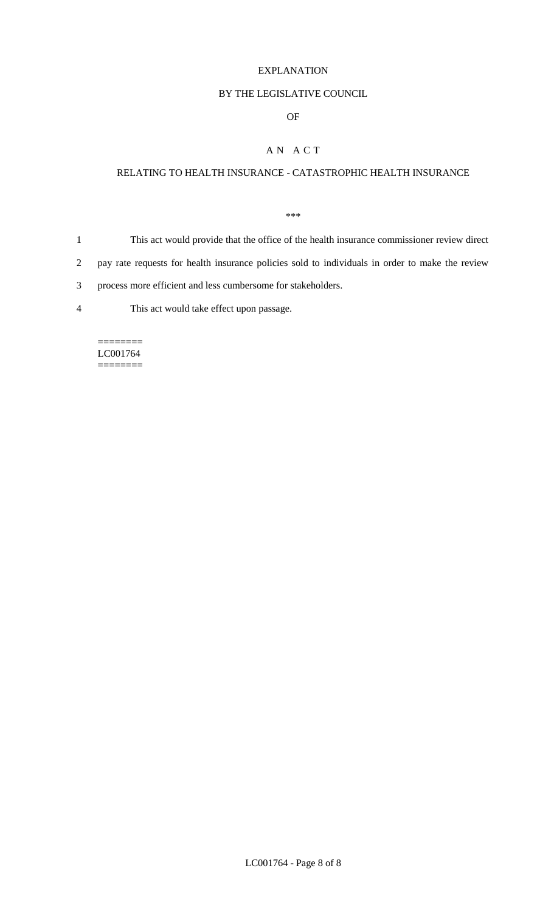EXPLANATION

BY THE LEGISLATIVE COUNCIL

OF

A N A C T

RELATING TO HEALTH INSURANCE - CATASTROPHIC HEALTH INSURANCE

\*\*\*

1 This act would provide that the office of the health insurance commissioner review direct
2 pay rate requests for health insurance policies sold to individuals in order to make the review
3 process more efficient and less cumbersome for stakeholders.
4 This act would take effect upon passage.

========
LC001764
========